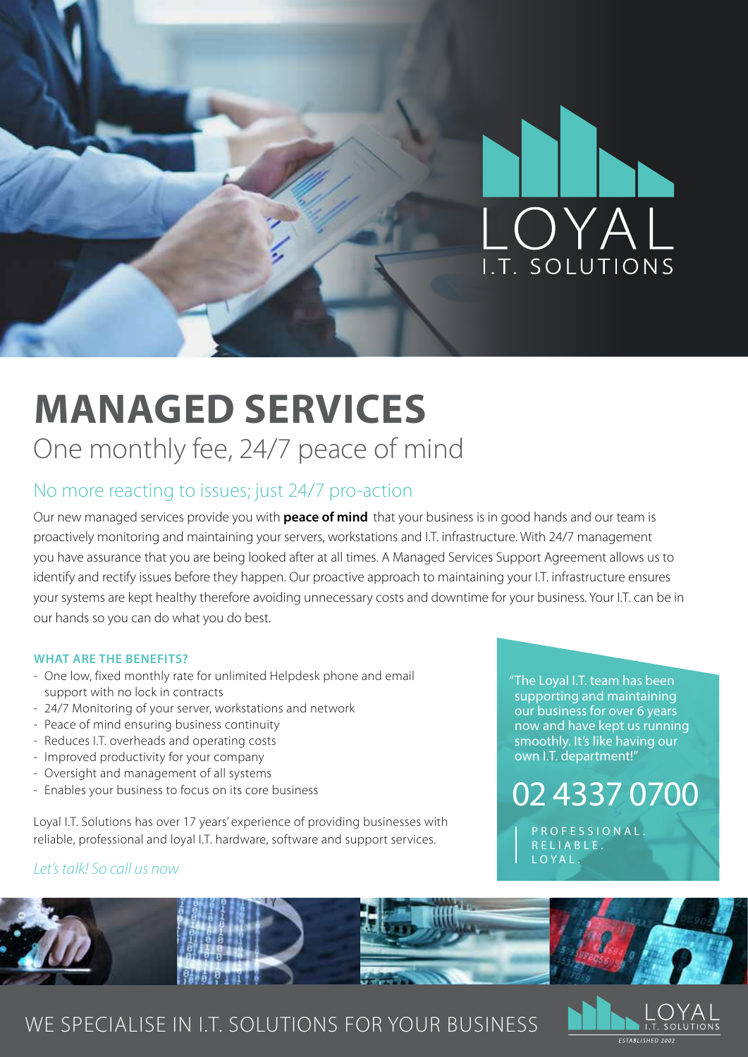LOYAL
I.T. SOLUTIONS

# MANAGED SERVICES

One monthly fee, 24/7 peace of mind

## No more reacting to issues; just 24/7 pro-action

Our new managed services provide you with **peace of mind** that your business is in good hands and our team is proactively monitoring and maintaining your servers, workstations and I.T. infrastructure. With 24/7 management you have assurance that you are being looked after at all times. A Managed Services Support Agreement allows us to identify and rectify issues before they happen. Our proactive approach to maintaining your I.T. infrastructure ensures your systems are kept healthy therefore avoiding unnecessary costs and downtime for your business. Your I.T. can be in our hands so you can do what you do best.

### WHAT ARE THE BENEFITS?

- One low, fixed monthly rate for unlimited Helpdesk phone and email support with no lock in contracts
- 24/7 Monitoring of your server, workstations and network
- Peace of mind ensuring business continuity
- Reduces I.T. overheads and operating costs
- Improved productivity for your company
- Oversight and management of all systems
- Enables your business to focus on its core business

Loyal I.T. Solutions has over 17 years' experience of providing businesses with reliable, professional and loyal I.T. hardware, software and support services.

*Let's talk! So call us now*

"The Loyal I.T. team has been supporting and maintaining our business for over 6 years now and have kept us running smoothly. It's like having our own I.T. department!"

**02 4337 0700**

PROFESSIONAL.
RELIABLE.
LOYAL.

WE SPECIALISE IN I.T. SOLUTIONS FOR YOUR BUSINESS

LOYAL I.T. SOLUTIONS
ESTABLISHED 2002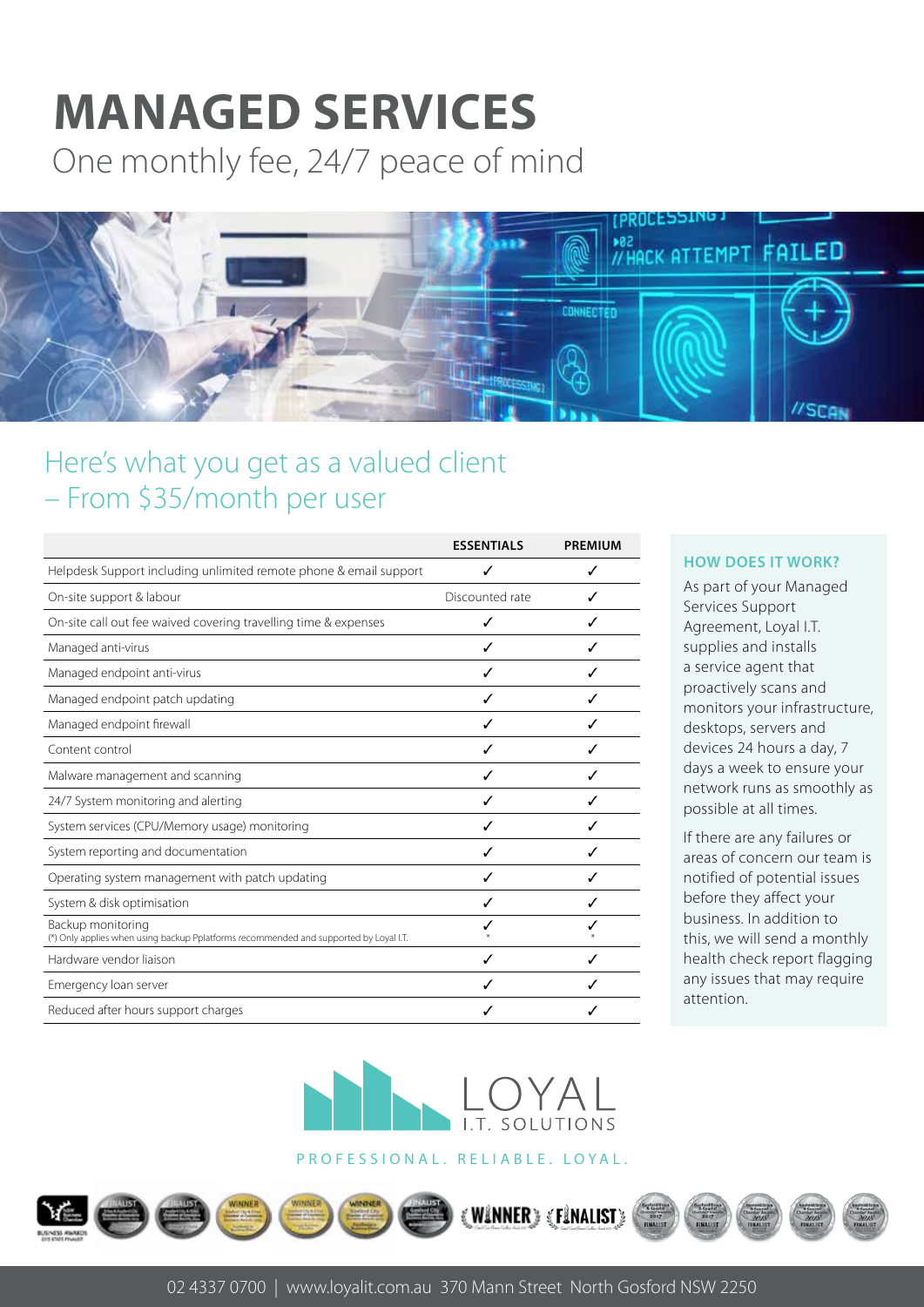# MANAGED SERVICES

One monthly fee, 24/7 peace of mind

## Here's what you get as a valued client – From $35/month per user

| | ESSENTIALS | PREMIUM |
|---|---|---|
| Helpdesk Support including unlimited remote phone & email support | ✓ | ✓ |
| On-site support & labour | Discounted rate | ✓ |
| On-site call out fee waived covering travelling time & expenses | ✓ | ✓ |
| Managed anti-virus | ✓ | ✓ |
| Managed endpoint anti-virus | ✓ | ✓ |
| Managed endpoint patch updating | ✓ | ✓ |
| Managed endpoint firewall | ✓ | ✓ |
| Content control | ✓ | ✓ |
| Malware management and scanning | ✓ | ✓ |
| 24/7 System monitoring and alerting | ✓ | ✓ |
| System services (CPU/Memory usage) monitoring | ✓ | ✓ |
| System reporting and documentation | ✓ | ✓ |
| Operating system management with patch updating | ✓ | ✓ |
| System & disk optimisation | ✓ | ✓ |
| Backup monitoring (*) Only applies when using backup Pplatforms recommended and supported by Loyal I.T. | ✓ * | ✓ * |
| Hardware vendor liaison | ✓ | ✓ |
| Emergency loan server | ✓ | ✓ |
| Reduced after hours support charges | ✓ | ✓ |

### HOW DOES IT WORK?

As part of your Managed Services Support Agreement, Loyal I.T. supplies and installs a service agent that proactively scans and monitors your infrastructure, desktops, servers and devices 24 hours a day, 7 days a week to ensure your network runs as smoothly as possible at all times.

If there are any failures or areas of concern our team is notified of potential issues before they affect your business. In addition to this, we will send a monthly health check report flagging any issues that may require attention.

LOYAL I.T. SOLUTIONS

PROFESSIONAL. RELIABLE. LOYAL.

02 4337 0700 | www.loyalit.com.au 370 Mann Street North Gosford NSW 2250